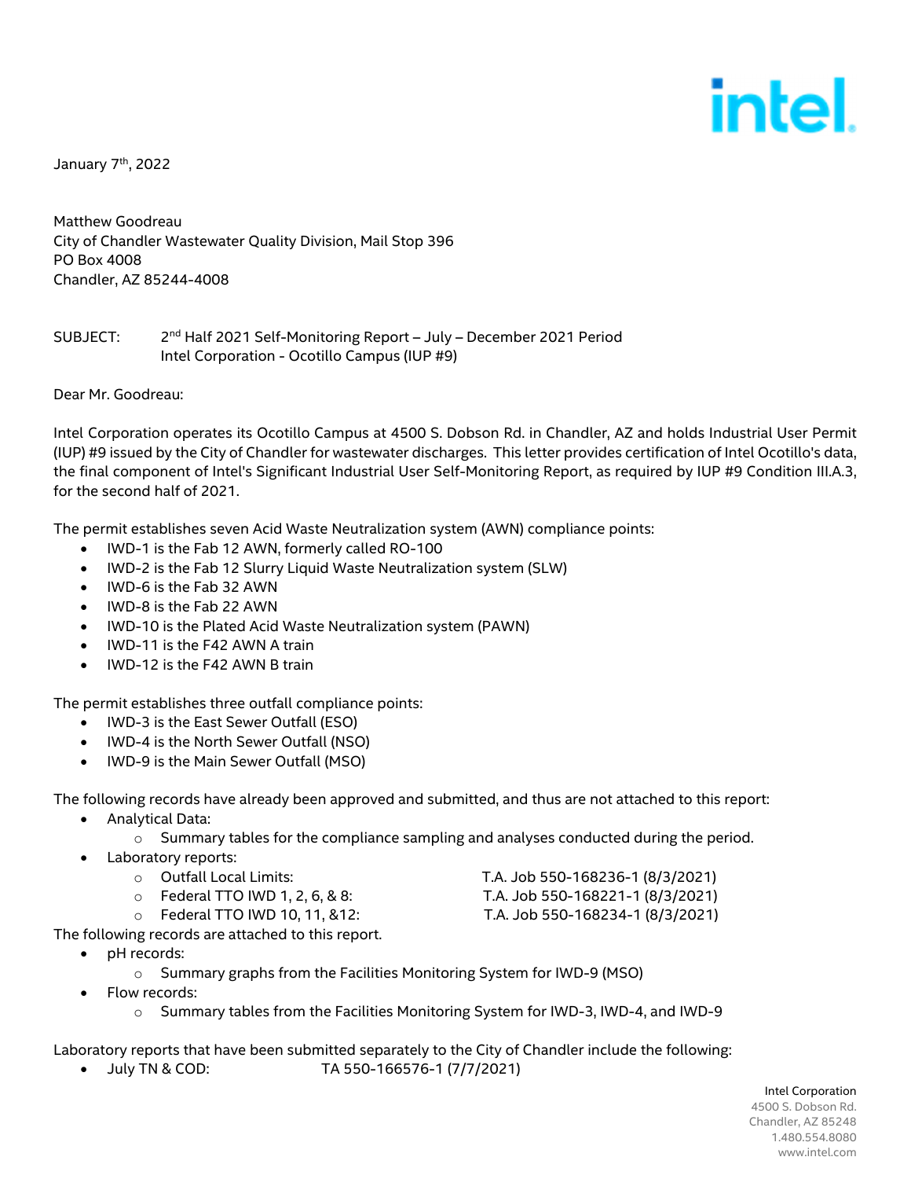intel.

January 7th, 2022

Matthew Goodreau
City of Chandler Wastewater Quality Division, Mail Stop 396
PO Box 4008
Chandler, AZ 85244-4008

SUBJECT: 2nd Half 2021 Self-Monitoring Report – July – December 2021 Period
Intel Corporation - Ocotillo Campus (IUP #9)

Dear Mr. Goodreau:

Intel Corporation operates its Ocotillo Campus at 4500 S. Dobson Rd. in Chandler, AZ and holds Industrial User Permit (IUP) #9 issued by the City of Chandler for wastewater discharges. This letter provides certification of Intel Ocotillo's data, the final component of Intel's Significant Industrial User Self-Monitoring Report, as required by IUP #9 Condition III.A.3, for the second half of 2021.

The permit establishes seven Acid Waste Neutralization system (AWN) compliance points:

- IWD-1 is the Fab 12 AWN, formerly called RO-100
- IWD-2 is the Fab 12 Slurry Liquid Waste Neutralization system (SLW)
- IWD-6 is the Fab 32 AWN
- IWD-8 is the Fab 22 AWN
- IWD-10 is the Plated Acid Waste Neutralization system (PAWN)
- IWD-11 is the F42 AWN A train
- IWD-12 is the F42 AWN B train

The permit establishes three outfall compliance points:

- IWD-3 is the East Sewer Outfall (ESO)
- IWD-4 is the North Sewer Outfall (NSO)
- IWD-9 is the Main Sewer Outfall (MSO)

The following records have already been approved and submitted, and thus are not attached to this report:

- Analytical Data:
  - Summary tables for the compliance sampling and analyses conducted during the period.
- Laboratory reports:
  - Outfall Local Limits: T.A. Job 550-168236-1 (8/3/2021)
  - Federal TTO IWD 1, 2, 6, & 8: T.A. Job 550-168221-1 (8/3/2021)
  - Federal TTO IWD 10, 11, &12: T.A. Job 550-168234-1 (8/3/2021)

The following records are attached to this report.

- pH records:
  - Summary graphs from the Facilities Monitoring System for IWD-9 (MSO)
- Flow records:
  - Summary tables from the Facilities Monitoring System for IWD-3, IWD-4, and IWD-9

Laboratory reports that have been submitted separately to the City of Chandler include the following:

- July TN & COD: TA 550-166576-1 (7/7/2021)

Intel Corporation
4500 S. Dobson Rd.
Chandler, AZ 85248
1.480.554.8080
www.intel.com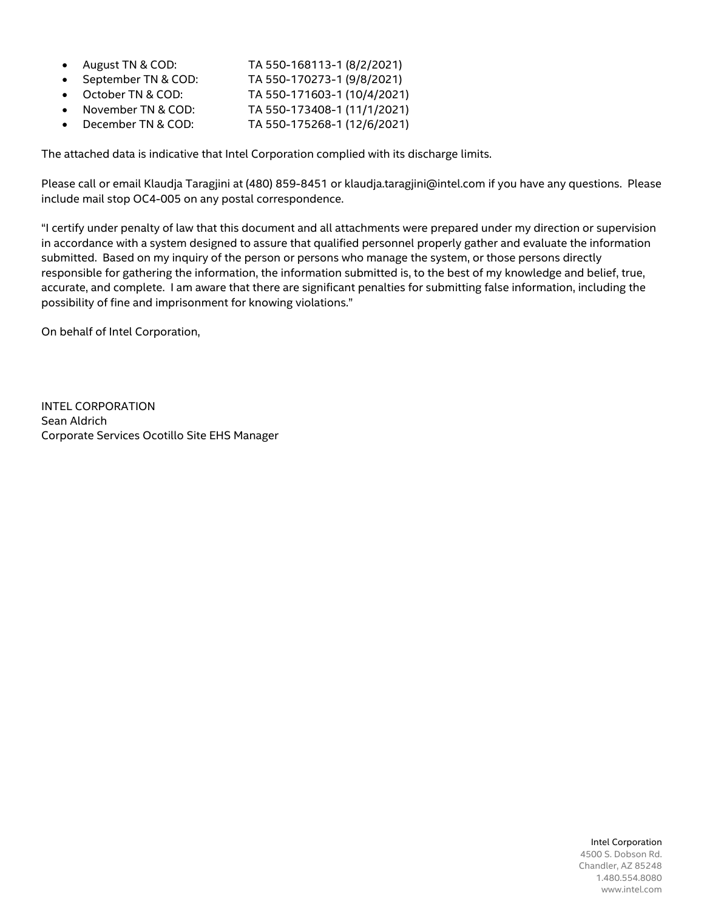- August TN & COD: TA 550-168113-1 (8/2/2021)
- September TN & COD: TA 550-170273-1 (9/8/2021)
- October TN & COD: TA 550-171603-1 (10/4/2021)
- November TN & COD: TA 550-173408-1 (11/1/2021)
- December TN & COD: TA 550-175268-1 (12/6/2021)

The attached data is indicative that Intel Corporation complied with its discharge limits.

Please call or email Klaudja Taragjini at (480) 859-8451 or klaudja.taragjini@intel.com if you have any questions. Please include mail stop OC4-005 on any postal correspondence.

"I certify under penalty of law that this document and all attachments were prepared under my direction or supervision in accordance with a system designed to assure that qualified personnel properly gather and evaluate the information submitted. Based on my inquiry of the person or persons who manage the system, or those persons directly responsible for gathering the information, the information submitted is, to the best of my knowledge and belief, true, accurate, and complete. I am aware that there are significant penalties for submitting false information, including the possibility of fine and imprisonment for knowing violations."

On behalf of Intel Corporation,

INTEL CORPORATION
Sean Aldrich
Corporate Services Ocotillo Site EHS Manager

Intel Corporation
4500 S. Dobson Rd.
Chandler, AZ 85248
1.480.554.8080
www.intel.com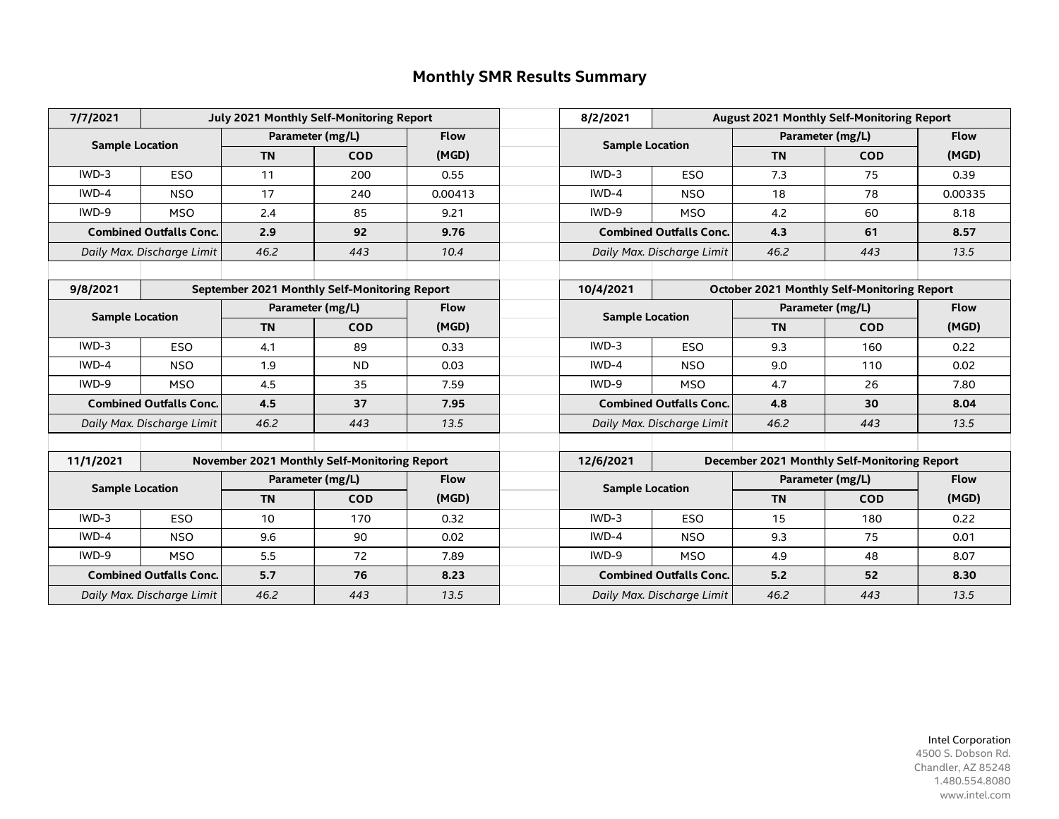# Monthly SMR Results Summary

| 7/7/2021 | July 2021 Monthly Self-Monitoring Report | | | |
|---|---|---|---|---|
| Sample Location | | Parameter (mg/L) | | Flow |
| | | TN | COD | (MGD) |
| IWD-3 | ESO | 11 | 200 | 0.55 |
| IWD-4 | NSO | 17 | 240 | 0.00413 |
| IWD-9 | MSO | 2.4 | 85 | 9.21 |
| **Combined Outfalls Conc.** | | **2.9** | **92** | **9.76** |
| *Daily Max. Discharge Limit* | | *46.2* | *443* | *10.4* |

| 8/2/2021 | August 2021 Monthly Self-Monitoring Report | | | |
|---|---|---|---|---|
| Sample Location | | Parameter (mg/L) | | Flow |
| | | TN | COD | (MGD) |
| IWD-3 | ESO | 7.3 | 75 | 0.39 |
| IWD-4 | NSO | 18 | 78 | 0.00335 |
| IWD-9 | MSO | 4.2 | 60 | 8.18 |
| **Combined Outfalls Conc.** | | **4.3** | **61** | **8.57** |
| *Daily Max. Discharge Limit* | | *46.2* | *443* | *13.5* |

| 9/8/2021 | September 2021 Monthly Self-Monitoring Report | | | |
|---|---|---|---|---|
| Sample Location | | Parameter (mg/L) | | Flow |
| | | TN | COD | (MGD) |
| IWD-3 | ESO | 4.1 | 89 | 0.33 |
| IWD-4 | NSO | 1.9 | ND | 0.03 |
| IWD-9 | MSO | 4.5 | 35 | 7.59 |
| **Combined Outfalls Conc.** | | **4.5** | **37** | **7.95** |
| *Daily Max. Discharge Limit* | | *46.2* | *443* | *13.5* |

| 10/4/2021 | October 2021 Monthly Self-Monitoring Report | | | |
|---|---|---|---|---|
| Sample Location | | Parameter (mg/L) | | Flow |
| | | TN | COD | (MGD) |
| IWD-3 | ESO | 9.3 | 160 | 0.22 |
| IWD-4 | NSO | 9.0 | 110 | 0.02 |
| IWD-9 | MSO | 4.7 | 26 | 7.80 |
| **Combined Outfalls Conc.** | | **4.8** | **30** | **8.04** |
| *Daily Max. Discharge Limit* | | *46.2* | *443* | *13.5* |

| 11/1/2021 | November 2021 Monthly Self-Monitoring Report | | | |
|---|---|---|---|---|
| Sample Location | | Parameter (mg/L) | | Flow |
| | | TN | COD | (MGD) |
| IWD-3 | ESO | 10 | 170 | 0.32 |
| IWD-4 | NSO | 9.6 | 90 | 0.02 |
| IWD-9 | MSO | 5.5 | 72 | 7.89 |
| **Combined Outfalls Conc.** | | **5.7** | **76** | **8.23** |
| *Daily Max. Discharge Limit* | | *46.2* | *443* | *13.5* |

| 12/6/2021 | December 2021 Monthly Self-Monitoring Report | | | |
|---|---|---|---|---|
| Sample Location | | Parameter (mg/L) | | Flow |
| | | TN | COD | (MGD) |
| IWD-3 | ESO | 15 | 180 | 0.22 |
| IWD-4 | NSO | 9.3 | 75 | 0.01 |
| IWD-9 | MSO | 4.9 | 48 | 8.07 |
| **Combined Outfalls Conc.** | | **5.2** | **52** | **8.30** |
| *Daily Max. Discharge Limit* | | *46.2* | *443* | *13.5* |

Intel Corporation
4500 S. Dobson Rd.
Chandler, AZ 85248
1.480.554.8080
www.intel.com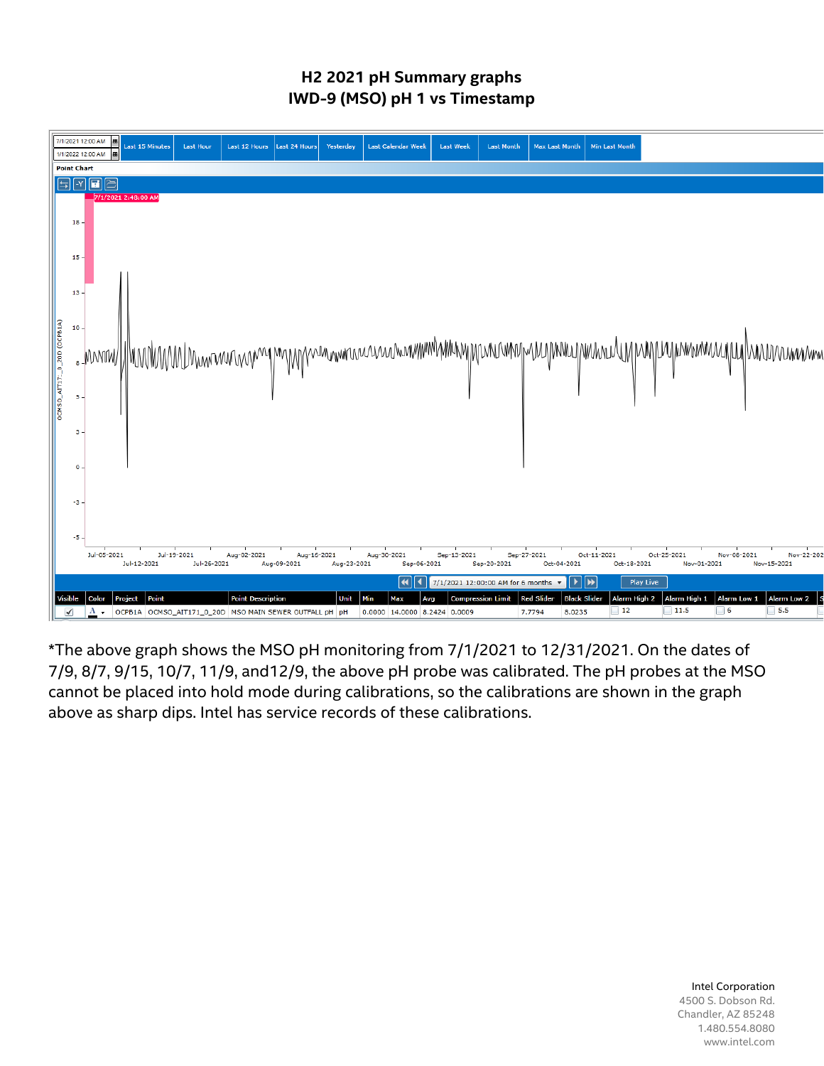# H2 2021 pH Summary graphs
## IWD-9 (MSO) pH 1 vs Timestamp

| Visible | Color | Project | Point | Point Description | Unit | Min | Max | Avg | Compression Limit | Red Slider | Black Slider | Alarm High 2 | Alarm High 1 | Alarm Low 1 | Alarm Low 2 |
|---|---|---|---|---|---|---|---|---|---|---|---|---|---|---|---|
| ✓ | A | OCPB1A | OCMSO_AIT171_0_20D | MSO MAIN SEWER OUTFALL pH | pH | 0.0000 | 14.0000 | 8.2424 | 0.0009 | 7.7794 | 8.0235 | 12 | 11.5 | 6 | 5.5 |

*The above graph shows the MSO pH monitoring from 7/1/2021 to 12/31/2021. On the dates of 7/9, 8/7, 9/15, 10/7, 11/9, and12/9, the above pH probe was calibrated. The pH probes at the MSO cannot be placed into hold mode during calibrations, so the calibrations are shown in the graph above as sharp dips. Intel has service records of these calibrations.

Intel Corporation
4500 S. Dobson Rd.
Chandler, AZ 85248
1.480.554.8080
www.intel.com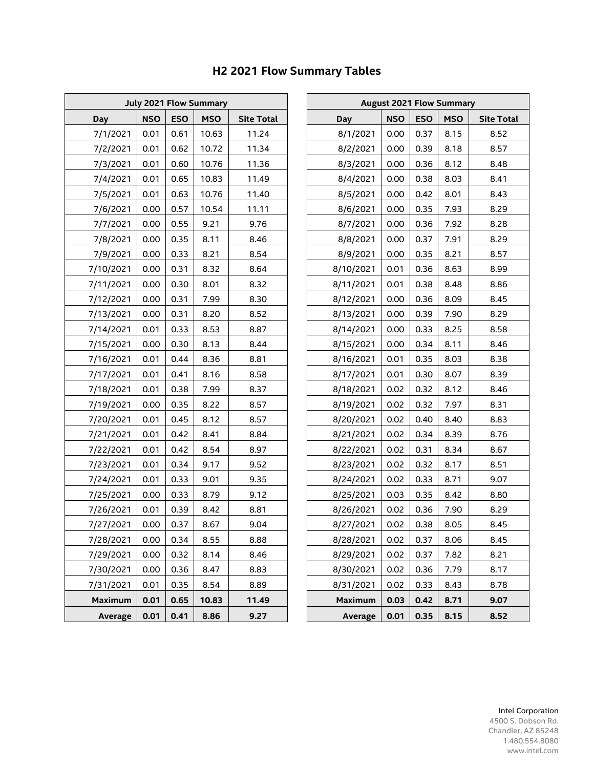# H2 2021 Flow Summary Tables

| July 2021 Flow Summary | | | | |
|---|---|---|---|---|
| **Day** | **NSO** | **ESO** | **MSO** | **Site Total** |
| 7/1/2021 | 0.01 | 0.61 | 10.63 | 11.24 |
| 7/2/2021 | 0.01 | 0.62 | 10.72 | 11.34 |
| 7/3/2021 | 0.01 | 0.60 | 10.76 | 11.36 |
| 7/4/2021 | 0.01 | 0.65 | 10.83 | 11.49 |
| 7/5/2021 | 0.01 | 0.63 | 10.76 | 11.40 |
| 7/6/2021 | 0.00 | 0.57 | 10.54 | 11.11 |
| 7/7/2021 | 0.00 | 0.55 | 9.21 | 9.76 |
| 7/8/2021 | 0.00 | 0.35 | 8.11 | 8.46 |
| 7/9/2021 | 0.00 | 0.33 | 8.21 | 8.54 |
| 7/10/2021 | 0.00 | 0.31 | 8.32 | 8.64 |
| 7/11/2021 | 0.00 | 0.30 | 8.01 | 8.32 |
| 7/12/2021 | 0.00 | 0.31 | 7.99 | 8.30 |
| 7/13/2021 | 0.00 | 0.31 | 8.20 | 8.52 |
| 7/14/2021 | 0.01 | 0.33 | 8.53 | 8.87 |
| 7/15/2021 | 0.00 | 0.30 | 8.13 | 8.44 |
| 7/16/2021 | 0.01 | 0.44 | 8.36 | 8.81 |
| 7/17/2021 | 0.01 | 0.41 | 8.16 | 8.58 |
| 7/18/2021 | 0.01 | 0.38 | 7.99 | 8.37 |
| 7/19/2021 | 0.00 | 0.35 | 8.22 | 8.57 |
| 7/20/2021 | 0.01 | 0.45 | 8.12 | 8.57 |
| 7/21/2021 | 0.01 | 0.42 | 8.41 | 8.84 |
| 7/22/2021 | 0.01 | 0.42 | 8.54 | 8.97 |
| 7/23/2021 | 0.01 | 0.34 | 9.17 | 9.52 |
| 7/24/2021 | 0.01 | 0.33 | 9.01 | 9.35 |
| 7/25/2021 | 0.00 | 0.33 | 8.79 | 9.12 |
| 7/26/2021 | 0.01 | 0.39 | 8.42 | 8.81 |
| 7/27/2021 | 0.00 | 0.37 | 8.67 | 9.04 |
| 7/28/2021 | 0.00 | 0.34 | 8.55 | 8.88 |
| 7/29/2021 | 0.00 | 0.32 | 8.14 | 8.46 |
| 7/30/2021 | 0.00 | 0.36 | 8.47 | 8.83 |
| 7/31/2021 | 0.01 | 0.35 | 8.54 | 8.89 |
| **Maximum** | **0.01** | **0.65** | **10.83** | **11.49** |
| **Average** | **0.01** | **0.41** | **8.86** | **9.27** |

| August 2021 Flow Summary | | | | |
|---|---|---|---|---|
| **Day** | **NSO** | **ESO** | **MSO** | **Site Total** |
| 8/1/2021 | 0.00 | 0.37 | 8.15 | 8.52 |
| 8/2/2021 | 0.00 | 0.39 | 8.18 | 8.57 |
| 8/3/2021 | 0.00 | 0.36 | 8.12 | 8.48 |
| 8/4/2021 | 0.00 | 0.38 | 8.03 | 8.41 |
| 8/5/2021 | 0.00 | 0.42 | 8.01 | 8.43 |
| 8/6/2021 | 0.00 | 0.35 | 7.93 | 8.29 |
| 8/7/2021 | 0.00 | 0.36 | 7.92 | 8.28 |
| 8/8/2021 | 0.00 | 0.37 | 7.91 | 8.29 |
| 8/9/2021 | 0.00 | 0.35 | 8.21 | 8.57 |
| 8/10/2021 | 0.01 | 0.36 | 8.63 | 8.99 |
| 8/11/2021 | 0.01 | 0.38 | 8.48 | 8.86 |
| 8/12/2021 | 0.00 | 0.36 | 8.09 | 8.45 |
| 8/13/2021 | 0.00 | 0.39 | 7.90 | 8.29 |
| 8/14/2021 | 0.00 | 0.33 | 8.25 | 8.58 |
| 8/15/2021 | 0.00 | 0.34 | 8.11 | 8.46 |
| 8/16/2021 | 0.01 | 0.35 | 8.03 | 8.38 |
| 8/17/2021 | 0.01 | 0.30 | 8.07 | 8.39 |
| 8/18/2021 | 0.02 | 0.32 | 8.12 | 8.46 |
| 8/19/2021 | 0.02 | 0.32 | 7.97 | 8.31 |
| 8/20/2021 | 0.02 | 0.40 | 8.40 | 8.83 |
| 8/21/2021 | 0.02 | 0.34 | 8.39 | 8.76 |
| 8/22/2021 | 0.02 | 0.31 | 8.34 | 8.67 |
| 8/23/2021 | 0.02 | 0.32 | 8.17 | 8.51 |
| 8/24/2021 | 0.02 | 0.33 | 8.71 | 9.07 |
| 8/25/2021 | 0.03 | 0.35 | 8.42 | 8.80 |
| 8/26/2021 | 0.02 | 0.36 | 7.90 | 8.29 |
| 8/27/2021 | 0.02 | 0.38 | 8.05 | 8.45 |
| 8/28/2021 | 0.02 | 0.37 | 8.06 | 8.45 |
| 8/29/2021 | 0.02 | 0.37 | 7.82 | 8.21 |
| 8/30/2021 | 0.02 | 0.36 | 7.79 | 8.17 |
| 8/31/2021 | 0.02 | 0.33 | 8.43 | 8.78 |
| **Maximum** | **0.03** | **0.42** | **8.71** | **9.07** |
| **Average** | **0.01** | **0.35** | **8.15** | **8.52** |

Intel Corporation
4500 S. Dobson Rd.
Chandler, AZ 85248
1.480.554.8080
www.intel.com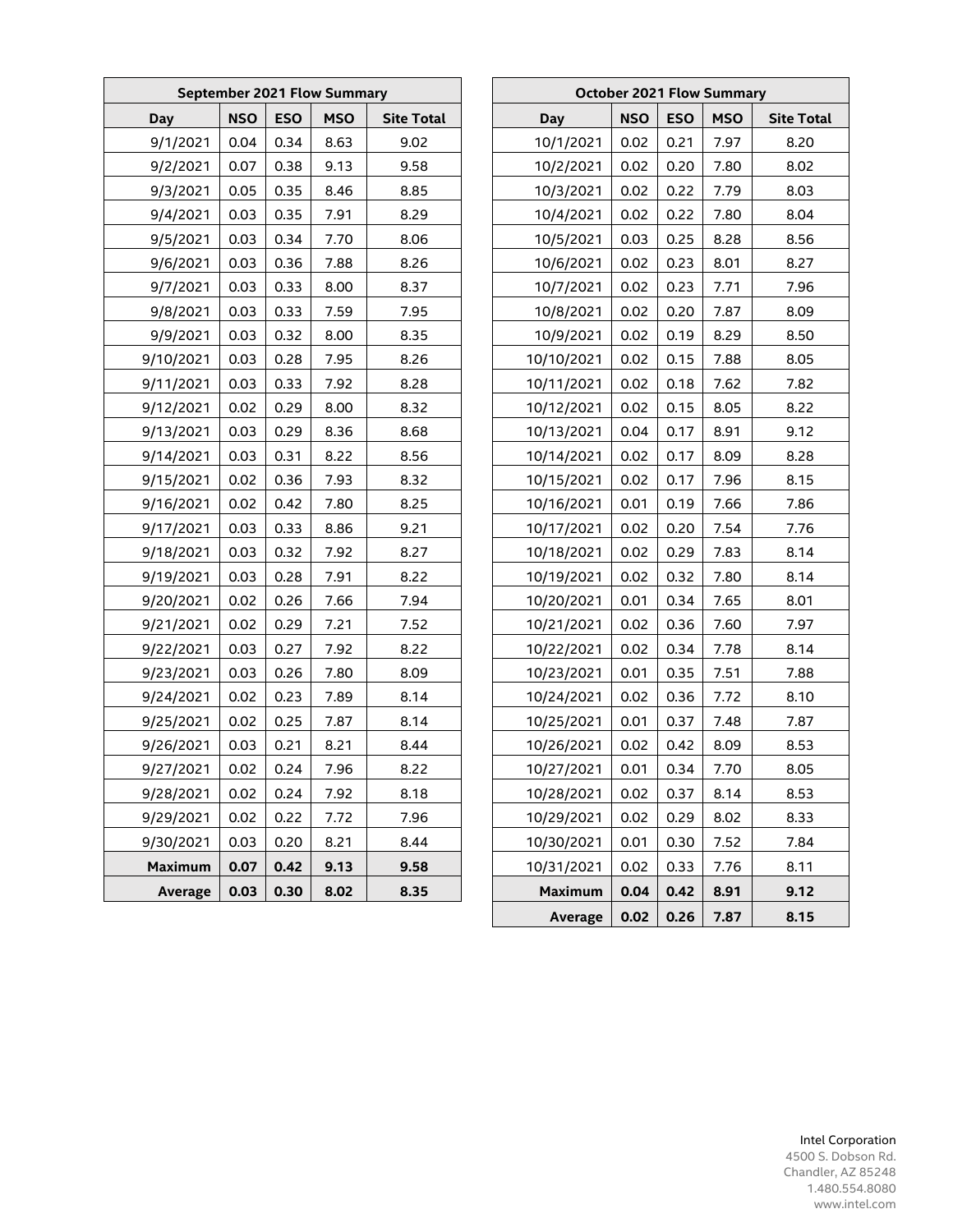| September 2021 Flow Summary | | | | |
|---|---|---|---|---|
| **Day** | **NSO** | **ESO** | **MSO** | **Site Total** |
| 9/1/2021 | 0.04 | 0.34 | 8.63 | 9.02 |
| 9/2/2021 | 0.07 | 0.38 | 9.13 | 9.58 |
| 9/3/2021 | 0.05 | 0.35 | 8.46 | 8.85 |
| 9/4/2021 | 0.03 | 0.35 | 7.91 | 8.29 |
| 9/5/2021 | 0.03 | 0.34 | 7.70 | 8.06 |
| 9/6/2021 | 0.03 | 0.36 | 7.88 | 8.26 |
| 9/7/2021 | 0.03 | 0.33 | 8.00 | 8.37 |
| 9/8/2021 | 0.03 | 0.33 | 7.59 | 7.95 |
| 9/9/2021 | 0.03 | 0.32 | 8.00 | 8.35 |
| 9/10/2021 | 0.03 | 0.28 | 7.95 | 8.26 |
| 9/11/2021 | 0.03 | 0.33 | 7.92 | 8.28 |
| 9/12/2021 | 0.02 | 0.29 | 8.00 | 8.32 |
| 9/13/2021 | 0.03 | 0.29 | 8.36 | 8.68 |
| 9/14/2021 | 0.03 | 0.31 | 8.22 | 8.56 |
| 9/15/2021 | 0.02 | 0.36 | 7.93 | 8.32 |
| 9/16/2021 | 0.02 | 0.42 | 7.80 | 8.25 |
| 9/17/2021 | 0.03 | 0.33 | 8.86 | 9.21 |
| 9/18/2021 | 0.03 | 0.32 | 7.92 | 8.27 |
| 9/19/2021 | 0.03 | 0.28 | 7.91 | 8.22 |
| 9/20/2021 | 0.02 | 0.26 | 7.66 | 7.94 |
| 9/21/2021 | 0.02 | 0.29 | 7.21 | 7.52 |
| 9/22/2021 | 0.03 | 0.27 | 7.92 | 8.22 |
| 9/23/2021 | 0.03 | 0.26 | 7.80 | 8.09 |
| 9/24/2021 | 0.02 | 0.23 | 7.89 | 8.14 |
| 9/25/2021 | 0.02 | 0.25 | 7.87 | 8.14 |
| 9/26/2021 | 0.03 | 0.21 | 8.21 | 8.44 |
| 9/27/2021 | 0.02 | 0.24 | 7.96 | 8.22 |
| 9/28/2021 | 0.02 | 0.24 | 7.92 | 8.18 |
| 9/29/2021 | 0.02 | 0.22 | 7.72 | 7.96 |
| 9/30/2021 | 0.03 | 0.20 | 8.21 | 8.44 |
| **Maximum** | **0.07** | **0.42** | **9.13** | **9.58** |
| **Average** | **0.03** | **0.30** | **8.02** | **8.35** |

| October 2021 Flow Summary | | | | |
|---|---|---|---|---|
| **Day** | **NSO** | **ESO** | **MSO** | **Site Total** |
| 10/1/2021 | 0.02 | 0.21 | 7.97 | 8.20 |
| 10/2/2021 | 0.02 | 0.20 | 7.80 | 8.02 |
| 10/3/2021 | 0.02 | 0.22 | 7.79 | 8.03 |
| 10/4/2021 | 0.02 | 0.22 | 7.80 | 8.04 |
| 10/5/2021 | 0.03 | 0.25 | 8.28 | 8.56 |
| 10/6/2021 | 0.02 | 0.23 | 8.01 | 8.27 |
| 10/7/2021 | 0.02 | 0.23 | 7.71 | 7.96 |
| 10/8/2021 | 0.02 | 0.20 | 7.87 | 8.09 |
| 10/9/2021 | 0.02 | 0.19 | 8.29 | 8.50 |
| 10/10/2021 | 0.02 | 0.15 | 7.88 | 8.05 |
| 10/11/2021 | 0.02 | 0.18 | 7.62 | 7.82 |
| 10/12/2021 | 0.02 | 0.15 | 8.05 | 8.22 |
| 10/13/2021 | 0.04 | 0.17 | 8.91 | 9.12 |
| 10/14/2021 | 0.02 | 0.17 | 8.09 | 8.28 |
| 10/15/2021 | 0.02 | 0.17 | 7.96 | 8.15 |
| 10/16/2021 | 0.01 | 0.19 | 7.66 | 7.86 |
| 10/17/2021 | 0.02 | 0.20 | 7.54 | 7.76 |
| 10/18/2021 | 0.02 | 0.29 | 7.83 | 8.14 |
| 10/19/2021 | 0.02 | 0.32 | 7.80 | 8.14 |
| 10/20/2021 | 0.01 | 0.34 | 7.65 | 8.01 |
| 10/21/2021 | 0.02 | 0.36 | 7.60 | 7.97 |
| 10/22/2021 | 0.02 | 0.34 | 7.78 | 8.14 |
| 10/23/2021 | 0.01 | 0.35 | 7.51 | 7.88 |
| 10/24/2021 | 0.02 | 0.36 | 7.72 | 8.10 |
| 10/25/2021 | 0.01 | 0.37 | 7.48 | 7.87 |
| 10/26/2021 | 0.02 | 0.42 | 8.09 | 8.53 |
| 10/27/2021 | 0.01 | 0.34 | 7.70 | 8.05 |
| 10/28/2021 | 0.02 | 0.37 | 8.14 | 8.53 |
| 10/29/2021 | 0.02 | 0.29 | 8.02 | 8.33 |
| 10/30/2021 | 0.01 | 0.30 | 7.52 | 7.84 |
| 10/31/2021 | 0.02 | 0.33 | 7.76 | 8.11 |
| **Maximum** | **0.04** | **0.42** | **8.91** | **9.12** |
| **Average** | **0.02** | **0.26** | **7.87** | **8.15** |

Intel Corporation
4500 S. Dobson Rd.
Chandler, AZ 85248
1.480.554.8080
www.intel.com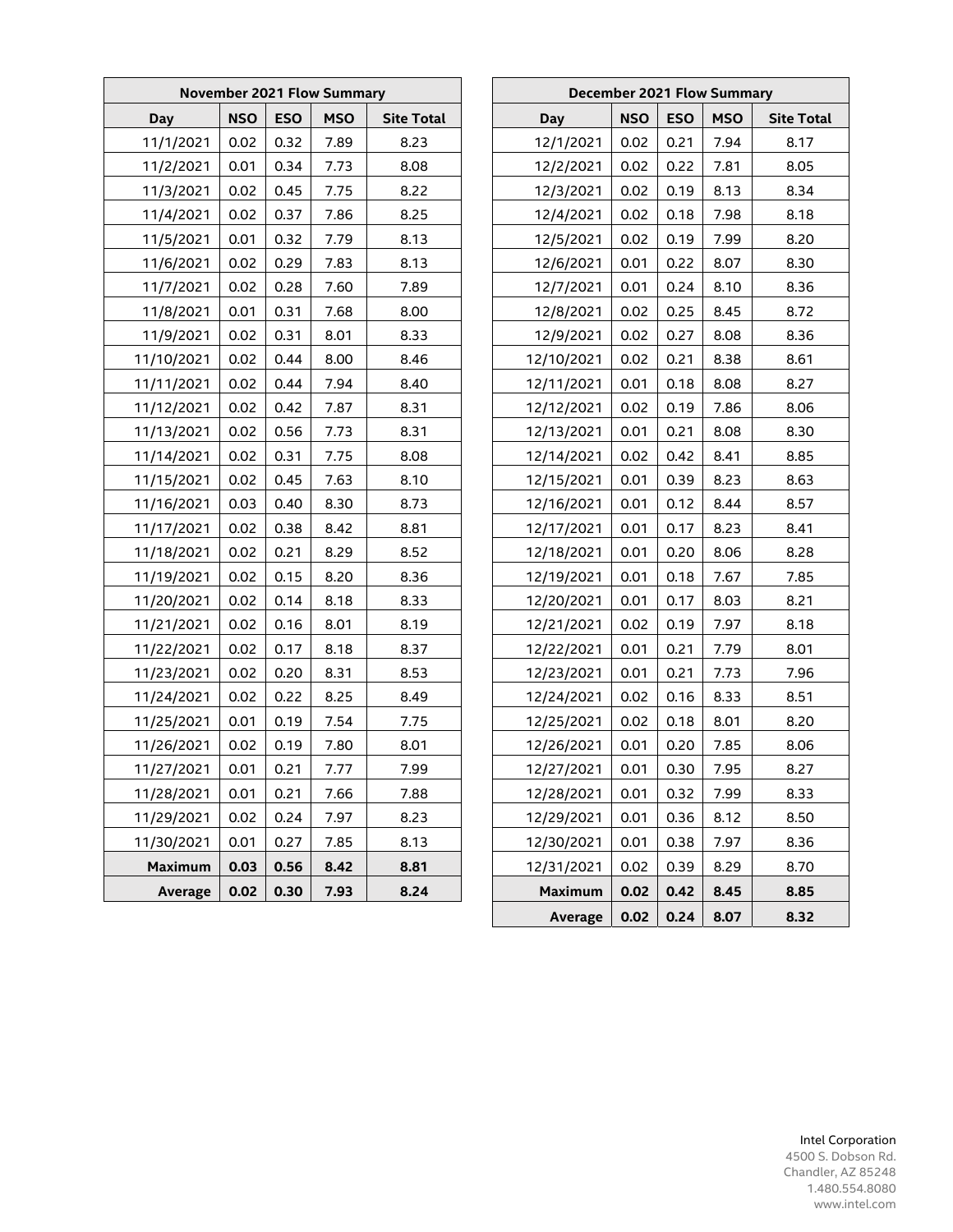| November 2021 Flow Summary | | | | |
|---|---|---|---|---|
| **Day** | **NSO** | **ESO** | **MSO** | **Site Total** |
| 11/1/2021 | 0.02 | 0.32 | 7.89 | 8.23 |
| 11/2/2021 | 0.01 | 0.34 | 7.73 | 8.08 |
| 11/3/2021 | 0.02 | 0.45 | 7.75 | 8.22 |
| 11/4/2021 | 0.02 | 0.37 | 7.86 | 8.25 |
| 11/5/2021 | 0.01 | 0.32 | 7.79 | 8.13 |
| 11/6/2021 | 0.02 | 0.29 | 7.83 | 8.13 |
| 11/7/2021 | 0.02 | 0.28 | 7.60 | 7.89 |
| 11/8/2021 | 0.01 | 0.31 | 7.68 | 8.00 |
| 11/9/2021 | 0.02 | 0.31 | 8.01 | 8.33 |
| 11/10/2021 | 0.02 | 0.44 | 8.00 | 8.46 |
| 11/11/2021 | 0.02 | 0.44 | 7.94 | 8.40 |
| 11/12/2021 | 0.02 | 0.42 | 7.87 | 8.31 |
| 11/13/2021 | 0.02 | 0.56 | 7.73 | 8.31 |
| 11/14/2021 | 0.02 | 0.31 | 7.75 | 8.08 |
| 11/15/2021 | 0.02 | 0.45 | 7.63 | 8.10 |
| 11/16/2021 | 0.03 | 0.40 | 8.30 | 8.73 |
| 11/17/2021 | 0.02 | 0.38 | 8.42 | 8.81 |
| 11/18/2021 | 0.02 | 0.21 | 8.29 | 8.52 |
| 11/19/2021 | 0.02 | 0.15 | 8.20 | 8.36 |
| 11/20/2021 | 0.02 | 0.14 | 8.18 | 8.33 |
| 11/21/2021 | 0.02 | 0.16 | 8.01 | 8.19 |
| 11/22/2021 | 0.02 | 0.17 | 8.18 | 8.37 |
| 11/23/2021 | 0.02 | 0.20 | 8.31 | 8.53 |
| 11/24/2021 | 0.02 | 0.22 | 8.25 | 8.49 |
| 11/25/2021 | 0.01 | 0.19 | 7.54 | 7.75 |
| 11/26/2021 | 0.02 | 0.19 | 7.80 | 8.01 |
| 11/27/2021 | 0.01 | 0.21 | 7.77 | 7.99 |
| 11/28/2021 | 0.01 | 0.21 | 7.66 | 7.88 |
| 11/29/2021 | 0.02 | 0.24 | 7.97 | 8.23 |
| 11/30/2021 | 0.01 | 0.27 | 7.85 | 8.13 |
| **Maximum** | **0.03** | **0.56** | **8.42** | **8.81** |
| **Average** | **0.02** | **0.30** | **7.93** | **8.24** |

| December 2021 Flow Summary | | | | |
|---|---|---|---|---|
| **Day** | **NSO** | **ESO** | **MSO** | **Site Total** |
| 12/1/2021 | 0.02 | 0.21 | 7.94 | 8.17 |
| 12/2/2021 | 0.02 | 0.22 | 7.81 | 8.05 |
| 12/3/2021 | 0.02 | 0.19 | 8.13 | 8.34 |
| 12/4/2021 | 0.02 | 0.18 | 7.98 | 8.18 |
| 12/5/2021 | 0.02 | 0.19 | 7.99 | 8.20 |
| 12/6/2021 | 0.01 | 0.22 | 8.07 | 8.30 |
| 12/7/2021 | 0.01 | 0.24 | 8.10 | 8.36 |
| 12/8/2021 | 0.02 | 0.25 | 8.45 | 8.72 |
| 12/9/2021 | 0.02 | 0.27 | 8.08 | 8.36 |
| 12/10/2021 | 0.02 | 0.21 | 8.38 | 8.61 |
| 12/11/2021 | 0.01 | 0.18 | 8.08 | 8.27 |
| 12/12/2021 | 0.02 | 0.19 | 7.86 | 8.06 |
| 12/13/2021 | 0.01 | 0.21 | 8.08 | 8.30 |
| 12/14/2021 | 0.02 | 0.42 | 8.41 | 8.85 |
| 12/15/2021 | 0.01 | 0.39 | 8.23 | 8.63 |
| 12/16/2021 | 0.01 | 0.12 | 8.44 | 8.57 |
| 12/17/2021 | 0.01 | 0.17 | 8.23 | 8.41 |
| 12/18/2021 | 0.01 | 0.20 | 8.06 | 8.28 |
| 12/19/2021 | 0.01 | 0.18 | 7.67 | 7.85 |
| 12/20/2021 | 0.01 | 0.17 | 8.03 | 8.21 |
| 12/21/2021 | 0.02 | 0.19 | 7.97 | 8.18 |
| 12/22/2021 | 0.01 | 0.21 | 7.79 | 8.01 |
| 12/23/2021 | 0.01 | 0.21 | 7.73 | 7.96 |
| 12/24/2021 | 0.02 | 0.16 | 8.33 | 8.51 |
| 12/25/2021 | 0.02 | 0.18 | 8.01 | 8.20 |
| 12/26/2021 | 0.01 | 0.20 | 7.85 | 8.06 |
| 12/27/2021 | 0.01 | 0.30 | 7.95 | 8.27 |
| 12/28/2021 | 0.01 | 0.32 | 7.99 | 8.33 |
| 12/29/2021 | 0.01 | 0.36 | 8.12 | 8.50 |
| 12/30/2021 | 0.01 | 0.38 | 7.97 | 8.36 |
| 12/31/2021 | 0.02 | 0.39 | 8.29 | 8.70 |
| **Maximum** | **0.02** | **0.42** | **8.45** | **8.85** |
| **Average** | **0.02** | **0.24** | **8.07** | **8.32** |

Intel Corporation
4500 S. Dobson Rd.
Chandler, AZ 85248
1.480.554.8080
www.intel.com